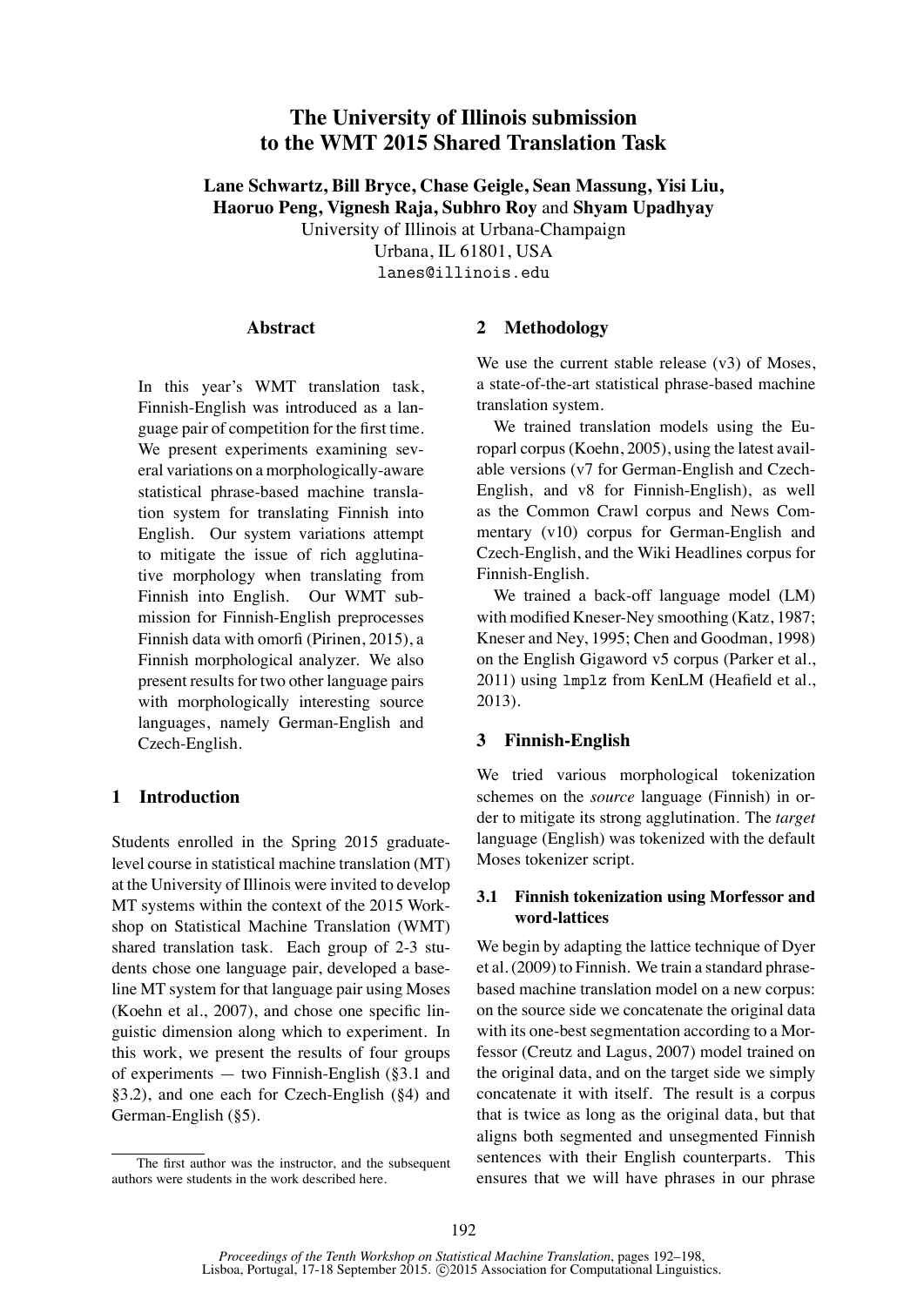# The University of Illinois submission to the WMT 2015 Shared Translation Task

**Lane Schwartz, Bill Bryce, Chase Geigle, Sean Massung, Yisi Liu, Haoruo Peng, Vignesh Raja, Subhro Roy** and **Shyam Upadhyay**
University of Illinois at Urbana-Champaign
Urbana, IL 61801, USA
`lanes@illinois.edu`

## Abstract

In this year's WMT translation task, Finnish-English was introduced as a language pair of competition for the first time. We present experiments examining several variations on a morphologically-aware statistical phrase-based machine translation system for translating Finnish into English. Our system variations attempt to mitigate the issue of rich agglutinative morphology when translating from Finnish into English. Our WMT submission for Finnish-English preprocesses Finnish data with omorfi (Pirinen, 2015), a Finnish morphological analyzer. We also present results for two other language pairs with morphologically interesting source languages, namely German-English and Czech-English.

## 1 Introduction

Students enrolled in the Spring 2015 graduate-level course in statistical machine translation (MT) at the University of Illinois were invited to develop MT systems within the context of the 2015 Workshop on Statistical Machine Translation (WMT) shared translation task. Each group of 2-3 students chose one language pair, developed a baseline MT system for that language pair using Moses (Koehn et al., 2007), and chose one specific linguistic dimension along which to experiment. In this work, we present the results of four groups of experiments — two Finnish-English (§3.1 and §3.2), and one each for Czech-English (§4) and German-English (§5).

The first author was the instructor, and the subsequent authors were students in the work described here.

## 2 Methodology

We use the current stable release (v3) of Moses, a state-of-the-art statistical phrase-based machine translation system.

We trained translation models using the Europarl corpus (Koehn, 2005), using the latest available versions (v7 for German-English and Czech-English, and v8 for Finnish-English), as well as the Common Crawl corpus and News Commentary (v10) corpus for German-English and Czech-English, and the Wiki Headlines corpus for Finnish-English.

We trained a back-off language model (LM) with modified Kneser-Ney smoothing (Katz, 1987; Kneser and Ney, 1995; Chen and Goodman, 1998) on the English Gigaword v5 corpus (Parker et al., 2011) using `lmplz` from KenLM (Heafield et al., 2013).

## 3 Finnish-English

We tried various morphological tokenization schemes on the *source* language (Finnish) in order to mitigate its strong agglutination. The *target* language (English) was tokenized with the default Moses tokenizer script.

### 3.1 Finnish tokenization using Morfessor and word-lattices

We begin by adapting the lattice technique of Dyer et al. (2009) to Finnish. We train a standard phrase-based machine translation model on a new corpus: on the source side we concatenate the original data with its one-best segmentation according to a Morfessor (Creutz and Lagus, 2007) model trained on the original data, and on the target side we simply concatenate it with itself. The result is a corpus that is twice as long as the original data, but that aligns both segmented and unsegmented Finnish sentences with their English counterparts. This ensures that we will have phrases in our phrase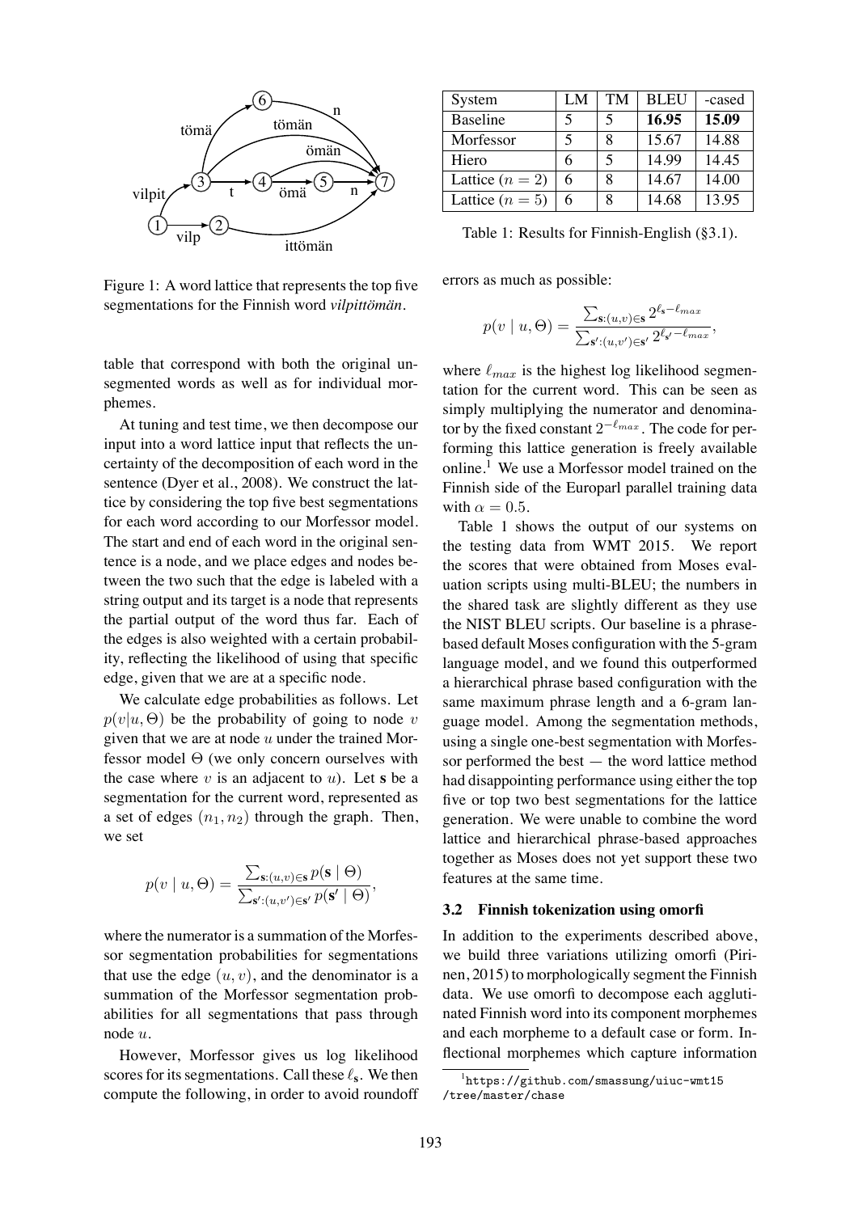Figure 1: A word lattice that represents the top five segmentations for the Finnish word *vilpittömän*.

table that correspond with both the original unsegmented words as well as for individual morphemes.

At tuning and test time, we then decompose our input into a word lattice input that reflects the uncertainty of the decomposition of each word in the sentence (Dyer et al., 2008). We construct the lattice by considering the top five best segmentations for each word according to our Morfessor model. The start and end of each word in the original sentence is a node, and we place edges and nodes between the two such that the edge is labeled with a string output and its target is a node that represents the partial output of the word thus far. Each of the edges is also weighted with a certain probability, reflecting the likelihood of using that specific edge, given that we are at a specific node.

We calculate edge probabilities as follows. Let $p(v|u, \Theta)$ be the probability of going to node $v$ given that we are at node $u$ under the trained Morfessor model $\Theta$ (we only concern ourselves with the case where $v$ is an adjacent to $u$). Let $\mathbf{s}$ be a segmentation for the current word, represented as a set of edges $(n_1, n_2)$ through the graph. Then, we set

$$p(v \mid u, \Theta) = \frac{\sum_{\mathbf{s}:(u,v)\in\mathbf{s}} p(\mathbf{s} \mid \Theta)}{\sum_{\mathbf{s}':(u,v')\in\mathbf{s}'} p(\mathbf{s}' \mid \Theta)},$$

where the numerator is a summation of the Morfessor segmentation probabilities for segmentations that use the edge $(u, v)$, and the denominator is a summation of the Morfessor segmentation probabilities for all segmentations that pass through node $u$.

However, Morfessor gives us log likelihood scores for its segmentations. Call these $\ell_{\mathbf{s}}$. We then compute the following, in order to avoid roundoff errors as much as possible:

$$p(v \mid u, \Theta) = \frac{\sum_{\mathbf{s}:(u,v)\in\mathbf{s}} 2^{\ell_{\mathbf{s}} - \ell_{max}}}{\sum_{\mathbf{s}':(u,v')\in\mathbf{s}'} 2^{\ell_{\mathbf{s}'} - \ell_{max}}},$$

where $\ell_{max}$ is the highest log likelihood segmentation for the current word. This can be seen as simply multiplying the numerator and denominator by the fixed constant $2^{-\ell_{max}}$. The code for performing this lattice generation is freely available online.[1] We use a Morfessor model trained on the Finnish side of the Europarl parallel training data with $\alpha = 0.5$.

| System | LM | TM | BLEU | -cased |
|---|---|---|---|---|
| Baseline | 5 | 5 | **16.95** | **15.09** |
| Morfessor | 5 | 8 | 15.67 | 14.88 |
| Hiero | 6 | 5 | 14.99 | 14.45 |
| Lattice ($n = 2$) | 6 | 8 | 14.67 | 14.00 |
| Lattice ($n = 5$) | 6 | 8 | 14.68 | 13.95 |

Table 1: Results for Finnish-English (§3.1).

Table 1 shows the output of our systems on the testing data from WMT 2015. We report the scores that were obtained from Moses evaluation scripts using multi-BLEU; the numbers in the shared task are slightly different as they use the NIST BLEU scripts. Our baseline is a phrase-based default Moses configuration with the 5-gram language model, and we found this outperformed a hierarchical phrase based configuration with the same maximum phrase length and a 6-gram language model. Among the segmentation methods, using a single one-best segmentation with Morfessor performed the best — the word lattice method had disappointing performance using either the top five or top two best segmentations for the lattice generation. We were unable to combine the word lattice and hierarchical phrase-based approaches together as Moses does not yet support these two features at the same time.

### 3.2 Finnish tokenization using omorfi

In addition to the experiments described above, we build three variations utilizing omorfi (Pirinen, 2015) to morphologically segment the Finnish data. We use omorfi to decompose each agglutinated Finnish word into its component morphemes and each morpheme to a default case or form. Inflectional morphemes which capture information

[1] https://github.com/smassung/uiuc-wmt15/tree/master/chase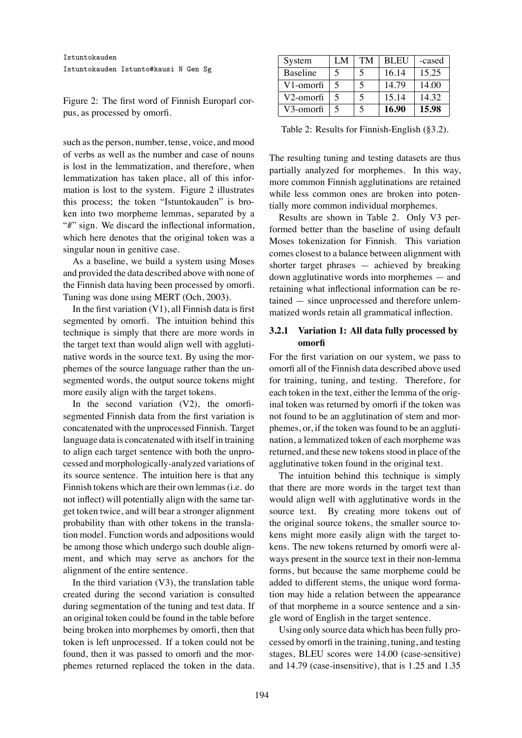```
Istuntokauden
Istuntokauden Istunto#kausi N Gen Sg
```

Figure 2: The first word of Finnish Europarl corpus, as processed by omorfi.

such as the person, number, tense, voice, and mood of verbs as well as the number and case of nouns is lost in the lemmatization, and therefore, when lemmatization has taken place, all of this information is lost to the system. Figure 2 illustrates this process; the token "Istuntokauden" is broken into two morpheme lemmas, separated by a "#" sign. We discard the inflectional information, which here denotes that the original token was a singular noun in genitive case.

As a baseline, we build a system using Moses and provided the data described above with none of the Finnish data having been processed by omorfi. Tuning was done using MERT (Och, 2003).

In the first variation (V1), all Finnish data is first segmented by omorfi. The intuition behind this technique is simply that there are more words in the target text than would align well with agglutinative words in the source text. By using the morphemes of the source language rather than the unsegmented words, the output source tokens might more easily align with the target tokens.

In the second variation (V2), the omorfi-segmented Finnish data from the first variation is concatenated with the unprocessed Finnish. Target language data is concatenated with itself in training to align each target sentence with both the unprocessed and morphologically-analyzed variations of its source sentence. The intuition here is that any Finnish tokens which are their own lemmas (i.e. do not inflect) will potentially align with the same target token twice, and will bear a stronger alignment probability than with other tokens in the translation model. Function words and adpositions would be among those which undergo such double alignment, and which may serve as anchors for the alignment of the entire sentence.

In the third variation (V3), the translation table created during the second variation is consulted during segmentation of the tuning and test data. If an original token could be found in the table before being broken into morphemes by omorfi, then that token is left unprocessed. If a token could not be found, then it was passed to omorfi and the morphemes returned replaced the token in the data.

| System | LM | TM | BLEU | -cased |
|---|---|---|---|---|
| Baseline | 5 | 5 | 16.14 | 15.25 |
| V1-omorfi | 5 | 5 | 14.79 | 14.00 |
| V2-omorfi | 5 | 5 | 15.14 | 14.32 |
| V3-omorfi | 5 | 5 | **16.90** | **15.98** |

Table 2: Results for Finnish-English (§3.2).

The resulting tuning and testing datasets are thus partially analyzed for morphemes. In this way, more common Finnish agglutinations are retained while less common ones are broken into potentially more common individual morphemes.

Results are shown in Table 2. Only V3 performed better than the baseline of using default Moses tokenization for Finnish. This variation comes closest to a balance between alignment with shorter target phrases — achieved by breaking down agglutinative words into morphemes — and retaining what inflectional information can be retained — since unprocessed and therefore unlemmatized words retain all grammatical inflection.

### 3.2.1 Variation 1: All data fully processed by omorfi

For the first variation on our system, we pass to omorfi all of the Finnish data described above used for training, tuning, and testing. Therefore, for each token in the text, either the lemma of the original token was returned by omorfi if the token was not found to be an agglutination of stem and morphemes, or, if the token was found to be an agglutination, a lemmatized token of each morpheme was returned, and these new tokens stood in place of the agglutinative token found in the original text.

The intuition behind this technique is simply that there are more words in the target text than would align well with agglutinative words in the source text. By creating more tokens out of the original source tokens, the smaller source tokens might more easily align with the target tokens. The new tokens returned by omorfi were always present in the source text in their non-lemma forms, but because the same morpheme could be added to different stems, the unique word formation may hide a relation between the appearance of that morpheme in a source sentence and a single word of English in the target sentence.

Using only source data which has been fully processed by omorfi in the training, tuning, and testing stages, BLEU scores were 14.00 (case-sensitive) and 14.79 (case-insensitive), that is 1.25 and 1.35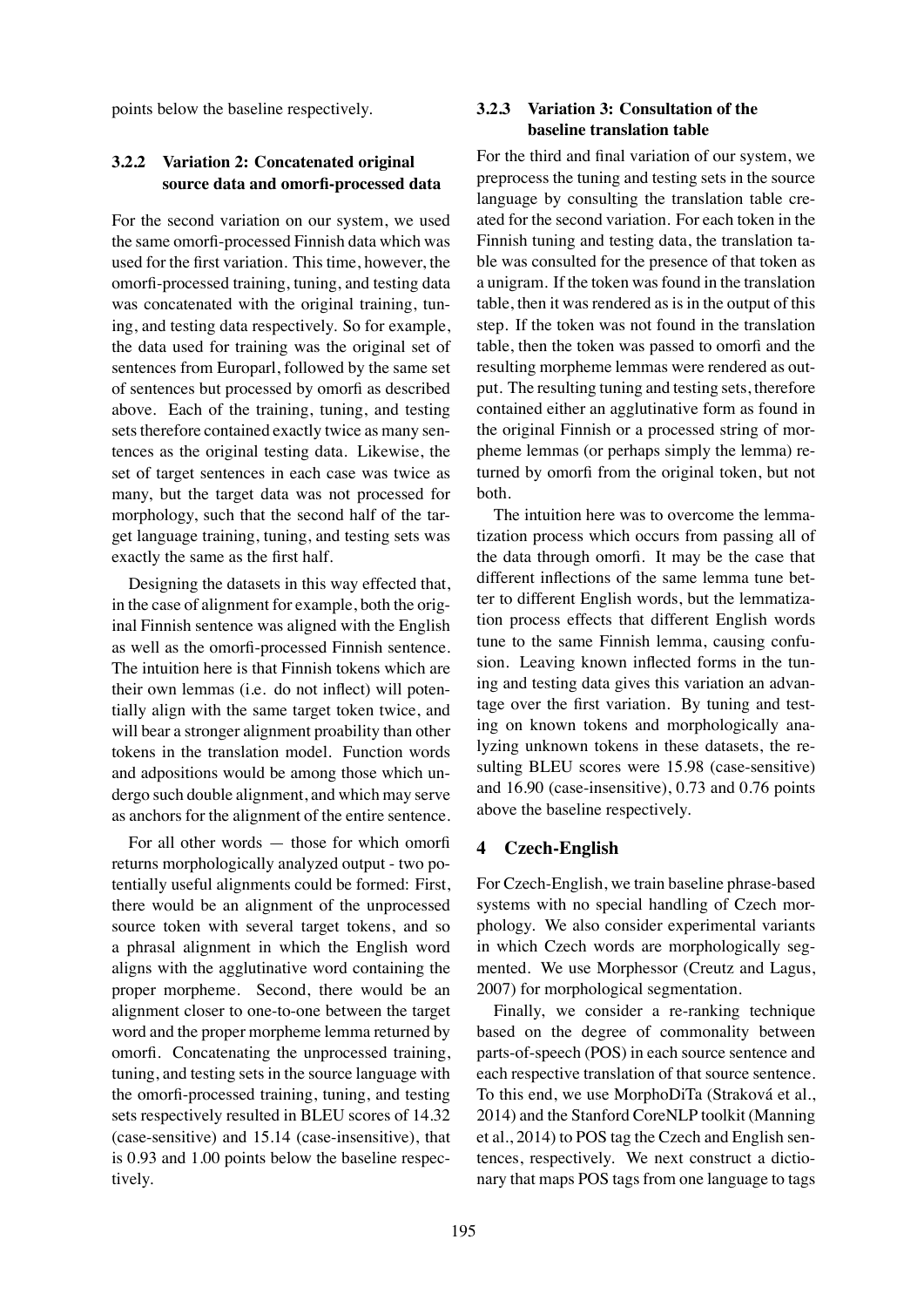points below the baseline respectively.

#### 3.2.2 Variation 2: Concatenated original source data and omorfi-processed data

For the second variation on our system, we used the same omorfi-processed Finnish data which was used for the first variation. This time, however, the omorfi-processed training, tuning, and testing data was concatenated with the original training, tuning, and testing data respectively. So for example, the data used for training was the original set of sentences from Europarl, followed by the same set of sentences but processed by omorfi as described above. Each of the training, tuning, and testing sets therefore contained exactly twice as many sentences as the original testing data. Likewise, the set of target sentences in each case was twice as many, but the target data was not processed for morphology, such that the second half of the target language training, tuning, and testing sets was exactly the same as the first half.

Designing the datasets in this way effected that, in the case of alignment for example, both the original Finnish sentence was aligned with the English as well as the omorfi-processed Finnish sentence. The intuition here is that Finnish tokens which are their own lemmas (i.e. do not inflect) will potentially align with the same target token twice, and will bear a stronger alignment proability than other tokens in the translation model. Function words and adpositions would be among those which undergo such double alignment, and which may serve as anchors for the alignment of the entire sentence.

For all other words — those for which omorfi returns morphologically analyzed output - two potentially useful alignments could be formed: First, there would be an alignment of the unprocessed source token with several target tokens, and so a phrasal alignment in which the English word aligns with the agglutinative word containing the proper morpheme. Second, there would be an alignment closer to one-to-one between the target word and the proper morpheme lemma returned by omorfi. Concatenating the unprocessed training, tuning, and testing sets in the source language with the omorfi-processed training, tuning, and testing sets respectively resulted in BLEU scores of 14.32 (case-sensitive) and 15.14 (case-insensitive), that is 0.93 and 1.00 points below the baseline respectively.

#### 3.2.3 Variation 3: Consultation of the baseline translation table

For the third and final variation of our system, we preprocess the tuning and testing sets in the source language by consulting the translation table created for the second variation. For each token in the Finnish tuning and testing data, the translation table was consulted for the presence of that token as a unigram. If the token was found in the translation table, then it was rendered as is in the output of this step. If the token was not found in the translation table, then the token was passed to omorfi and the resulting morpheme lemmas were rendered as output. The resulting tuning and testing sets, therefore contained either an agglutinative form as found in the original Finnish or a processed string of morpheme lemmas (or perhaps simply the lemma) returned by omorfi from the original token, but not both.

The intuition here was to overcome the lemmatization process which occurs from passing all of the data through omorfi. It may be the case that different inflections of the same lemma tune better to different English words, but the lemmatization process effects that different English words tune to the same Finnish lemma, causing confusion. Leaving known inflected forms in the tuning and testing data gives this variation an advantage over the first variation. By tuning and testing on known tokens and morphologically analyzing unknown tokens in these datasets, the resulting BLEU scores were 15.98 (case-sensitive) and 16.90 (case-insensitive), 0.73 and 0.76 points above the baseline respectively.

## 4 Czech-English

For Czech-English, we train baseline phrase-based systems with no special handling of Czech morphology. We also consider experimental variants in which Czech words are morphologically segmented. We use Morphessor (Creutz and Lagus, 2007) for morphological segmentation.

Finally, we consider a re-ranking technique based on the degree of commonality between parts-of-speech (POS) in each source sentence and each respective translation of that source sentence. To this end, we use MorphoDiTa (Straková et al., 2014) and the Stanford CoreNLP toolkit (Manning et al., 2014) to POS tag the Czech and English sentences, respectively. We next construct a dictionary that maps POS tags from one language to tags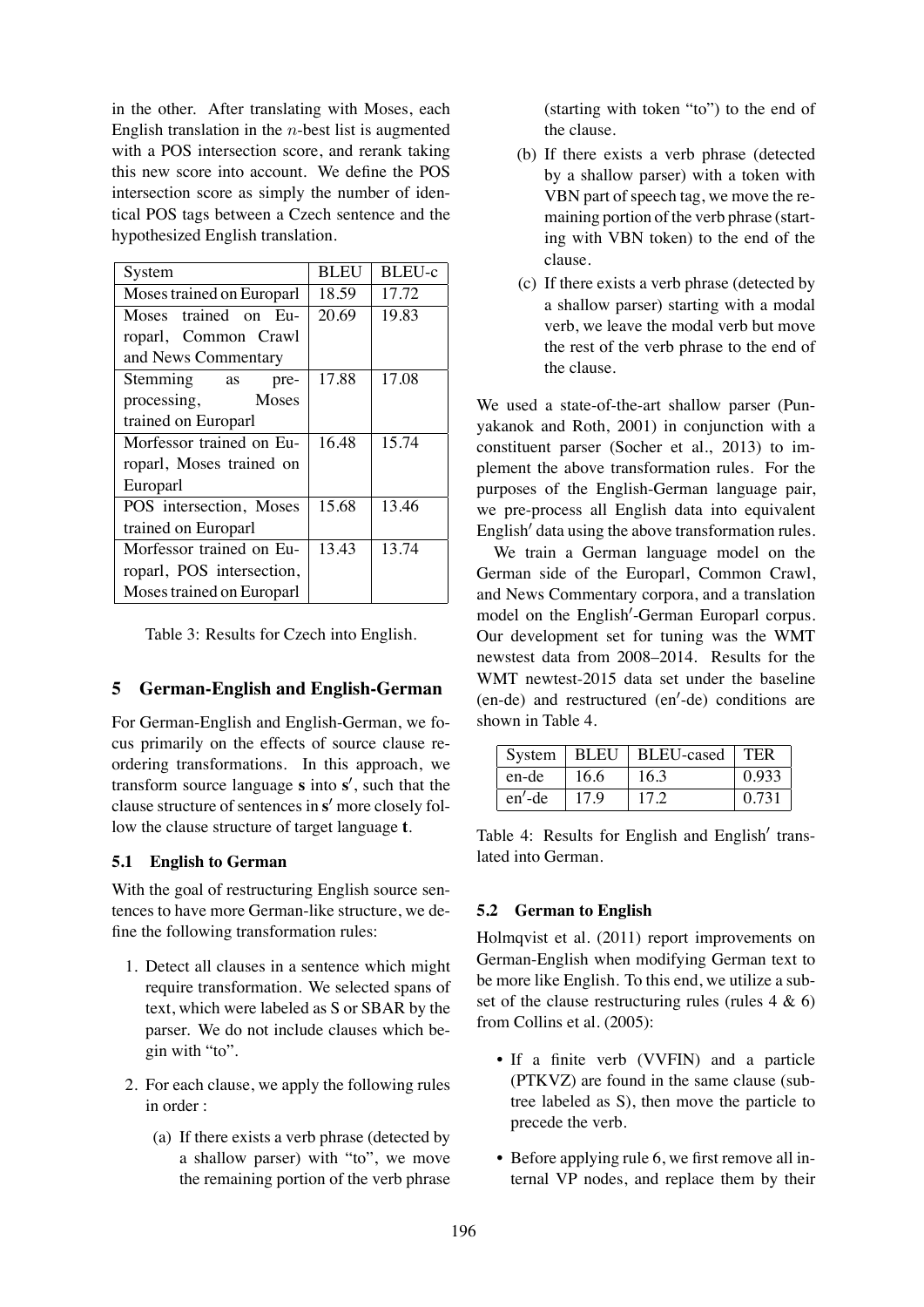in the other. After translating with Moses, each English translation in the $n$-best list is augmented with a POS intersection score, and rerank taking this new score into account. We define the POS intersection score as simply the number of identical POS tags between a Czech sentence and the hypothesized English translation.

| System | BLEU | BLEU-c |
|---|---|---|
| Moses trained on Europarl | 18.59 | 17.72 |
| Moses trained on Europarl, Common Crawl and News Commentary | 20.69 | 19.83 |
| Stemming as pre-processing, Moses trained on Europarl | 17.88 | 17.08 |
| Morfessor trained on Europarl, Moses trained on Europarl | 16.48 | 15.74 |
| POS intersection, Moses trained on Europarl | 15.68 | 13.46 |
| Morfessor trained on Europarl, POS intersection, Moses trained on Europarl | 13.43 | 13.74 |

Table 3: Results for Czech into English.

## 5 German-English and English-German

For German-English and English-German, we focus primarily on the effects of source clause reordering transformations. In this approach, we transform source language **s** into **s**′, such that the clause structure of sentences in **s**′ more closely follow the clause structure of target language **t**.

### 5.1 English to German

With the goal of restructuring English source sentences to have more German-like structure, we define the following transformation rules:

1. Detect all clauses in a sentence which might require transformation. We selected spans of text, which were labeled as S or SBAR by the parser. We do not include clauses which begin with "to".

2. For each clause, we apply the following rules in order :

   (a) If there exists a verb phrase (detected by a shallow parser) with "to", we move the remaining portion of the verb phrase (starting with token "to") to the end of the clause.

   (b) If there exists a verb phrase (detected by a shallow parser) with a token with VBN part of speech tag, we move the remaining portion of the verb phrase (starting with VBN token) to the end of the clause.

   (c) If there exists a verb phrase (detected by a shallow parser) starting with a modal verb, we leave the modal verb but move the rest of the verb phrase to the end of the clause.

We used a state-of-the-art shallow parser (Punyakanok and Roth, 2001) in conjunction with a constituent parser (Socher et al., 2013) to implement the above transformation rules. For the purposes of the English-German language pair, we pre-process all English data into equivalent English′ data using the above transformation rules.

We train a German language model on the German side of the Europarl, Common Crawl, and News Commentary corpora, and a translation model on the English′-German Europarl corpus. Our development set for tuning was the WMT newstest data from 2008–2014. Results for the WMT newtest-2015 data set under the baseline (en-de) and restructured (en′-de) conditions are shown in Table 4.

| System | BLEU | BLEU-cased | TER |
|---|---|---|---|
| en-de | 16.6 | 16.3 | 0.933 |
| en′-de | 17.9 | 17.2 | 0.731 |

Table 4: Results for English and English′ translated into German.

### 5.2 German to English

Holmqvist et al. (2011) report improvements on German-English when modifying German text to be more like English. To this end, we utilize a subset of the clause restructuring rules (rules 4 & 6) from Collins et al. (2005):

- If a finite verb (VVFIN) and a particle (PTKVZ) are found in the same clause (subtree labeled as S), then move the particle to precede the verb.
- Before applying rule 6, we first remove all internal VP nodes, and replace them by their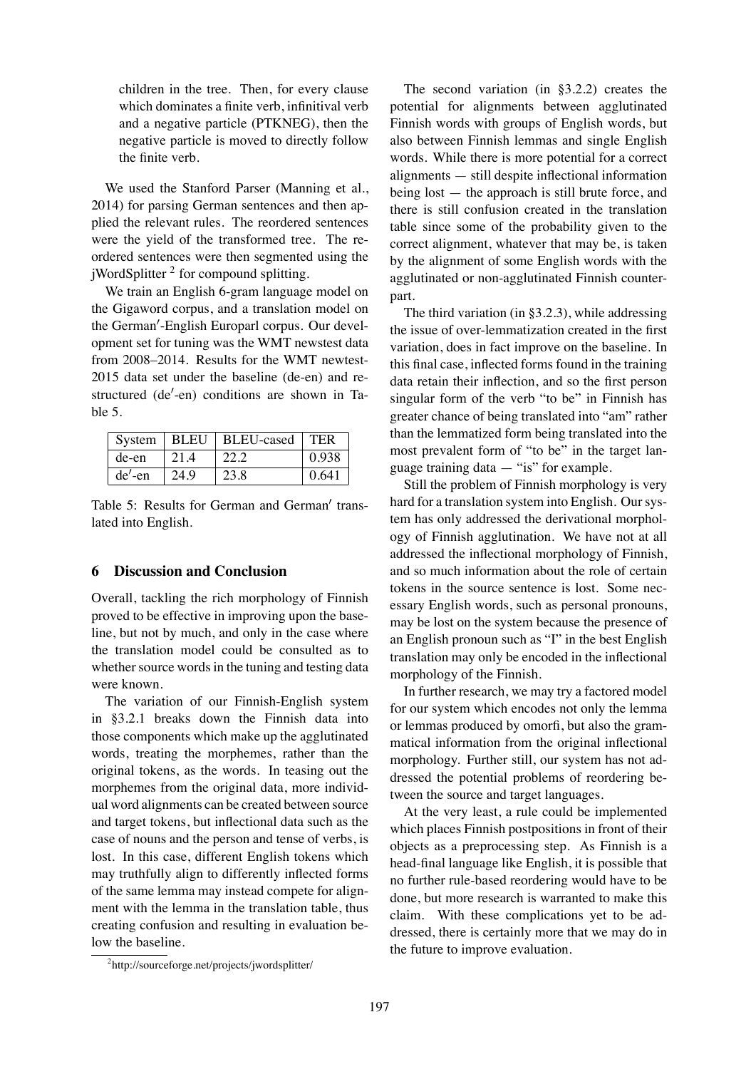children in the tree. Then, for every clause which dominates a finite verb, infinitival verb and a negative particle (PTKNEG), then the negative particle is moved to directly follow the finite verb.

We used the Stanford Parser (Manning et al., 2014) for parsing German sentences and then applied the relevant rules. The reordered sentences were the yield of the transformed tree. The reordered sentences were then segmented using the jWordSplitter [2] for compound splitting.

We train an English 6-gram language model on the Gigaword corpus, and a translation model on the German′-English Europarl corpus. Our development set for tuning was the WMT newstest data from 2008–2014. Results for the WMT newstest-2015 data set under the baseline (de-en) and restructured (de′-en) conditions are shown in Table 5.

| System | BLEU | BLEU-cased | TER |
|---|---|---|---|
| de-en | 21.4 | 22.2 | 0.938 |
| de′-en | 24.9 | 23.8 | 0.641 |

Table 5: Results for German and German′ translated into English.

## 6 Discussion and Conclusion

Overall, tackling the rich morphology of Finnish proved to be effective in improving upon the baseline, but not by much, and only in the case where the translation model could be consulted as to whether source words in the tuning and testing data were known.

The variation of our Finnish-English system in §3.2.1 breaks down the Finnish data into those components which make up the agglutinated words, treating the morphemes, rather than the original tokens, as the words. In teasing out the morphemes from the original data, more individual word alignments can be created between source and target tokens, but inflectional data such as the case of nouns and the person and tense of verbs, is lost. In this case, different English tokens which may truthfully align to differently inflected forms of the same lemma may instead compete for alignment with the lemma in the translation table, thus creating confusion and resulting in evaluation below the baseline.

The second variation (in §3.2.2) creates the potential for alignments between agglutinated Finnish words with groups of English words, but also between Finnish lemmas and single English words. While there is more potential for a correct alignments — still despite inflectional information being lost — the approach is still brute force, and there is still confusion created in the translation table since some of the probability given to the correct alignment, whatever that may be, is taken by the alignment of some English words with the agglutinated or non-agglutinated Finnish counterpart.

The third variation (in §3.2.3), while addressing the issue of over-lemmatization created in the first variation, does in fact improve on the baseline. In this final case, inflected forms found in the training data retain their inflection, and so the first person singular form of the verb "to be" in Finnish has greater chance of being translated into "am" rather than the lemmatized form being translated into the most prevalent form of "to be" in the target language training data — "is" for example.

Still the problem of Finnish morphology is very hard for a translation system into English. Our system has only addressed the derivational morphology of Finnish agglutination. We have not at all addressed the inflectional morphology of Finnish, and so much information about the role of certain tokens in the source sentence is lost. Some necessary English words, such as personal pronouns, may be lost on the system because the presence of an English pronoun such as "I" in the best English translation may only be encoded in the inflectional morphology of the Finnish.

In further research, we may try a factored model for our system which encodes not only the lemma or lemmas produced by omorfi, but also the grammatical information from the original inflectional morphology. Further still, our system has not addressed the potential problems of reordering between the source and target languages.

At the very least, a rule could be implemented which places Finnish postpositions in front of their objects as a preprocessing step. As Finnish is a head-final language like English, it is possible that no further rule-based reordering would have to be done, but more research is warranted to make this claim. With these complications yet to be addressed, there is certainly more that we may do in the future to improve evaluation.

[2] http://sourceforge.net/projects/jwordsplitter/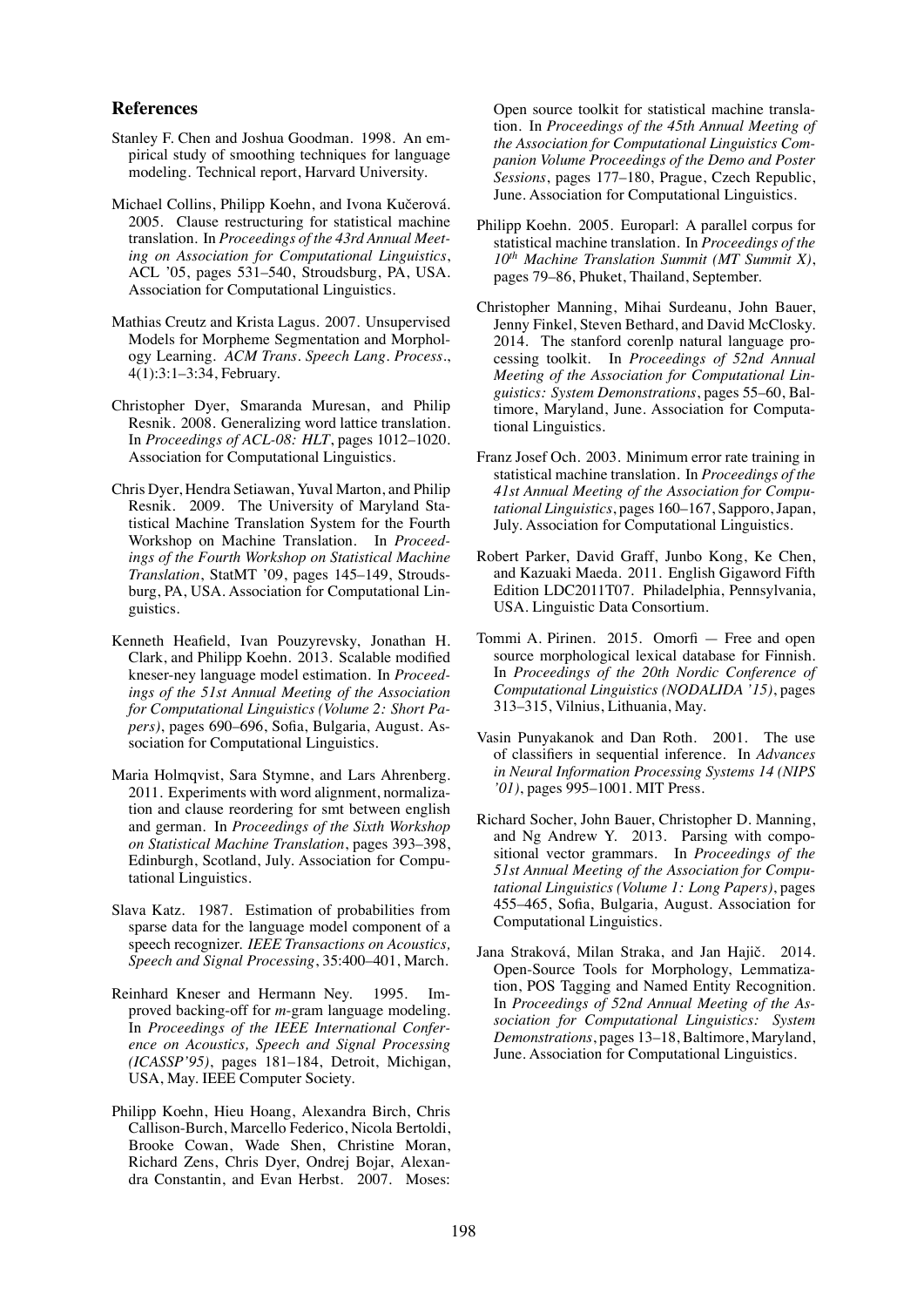## References

Stanley F. Chen and Joshua Goodman. 1998. An empirical study of smoothing techniques for language modeling. Technical report, Harvard University.

Michael Collins, Philipp Koehn, and Ivona Kučerová. 2005. Clause restructuring for statistical machine translation. In *Proceedings of the 43rd Annual Meeting on Association for Computational Linguistics*, ACL '05, pages 531–540, Stroudsburg, PA, USA. Association for Computational Linguistics.

Mathias Creutz and Krista Lagus. 2007. Unsupervised Models for Morpheme Segmentation and Morphology Learning. *ACM Trans. Speech Lang. Process.*, 4(1):3:1–3:34, February.

Christopher Dyer, Smaranda Muresan, and Philip Resnik. 2008. Generalizing word lattice translation. In *Proceedings of ACL-08: HLT*, pages 1012–1020. Association for Computational Linguistics.

Chris Dyer, Hendra Setiawan, Yuval Marton, and Philip Resnik. 2009. The University of Maryland Statistical Machine Translation System for the Fourth Workshop on Machine Translation. In *Proceedings of the Fourth Workshop on Statistical Machine Translation*, StatMT '09, pages 145–149, Stroudsburg, PA, USA. Association for Computational Linguistics.

Kenneth Heafield, Ivan Pouzyrevsky, Jonathan H. Clark, and Philipp Koehn. 2013. Scalable modified kneser-ney language model estimation. In *Proceedings of the 51st Annual Meeting of the Association for Computational Linguistics (Volume 2: Short Papers)*, pages 690–696, Sofia, Bulgaria, August. Association for Computational Linguistics.

Maria Holmqvist, Sara Stymne, and Lars Ahrenberg. 2011. Experiments with word alignment, normalization and clause reordering for smt between english and german. In *Proceedings of the Sixth Workshop on Statistical Machine Translation*, pages 393–398, Edinburgh, Scotland, July. Association for Computational Linguistics.

Slava Katz. 1987. Estimation of probabilities from sparse data for the language model component of a speech recognizer. *IEEE Transactions on Acoustics, Speech and Signal Processing*, 35:400–401, March.

Reinhard Kneser and Hermann Ney. 1995. Improved backing-off for *m*-gram language modeling. In *Proceedings of the IEEE International Conference on Acoustics, Speech and Signal Processing (ICASSP'95)*, pages 181–184, Detroit, Michigan, USA, May. IEEE Computer Society.

Philipp Koehn, Hieu Hoang, Alexandra Birch, Chris Callison-Burch, Marcello Federico, Nicola Bertoldi, Brooke Cowan, Wade Shen, Christine Moran, Richard Zens, Chris Dyer, Ondrej Bojar, Alexandra Constantin, and Evan Herbst. 2007. Moses: Open source toolkit for statistical machine translation. In *Proceedings of the 45th Annual Meeting of the Association for Computational Linguistics Companion Volume Proceedings of the Demo and Poster Sessions*, pages 177–180, Prague, Czech Republic, June. Association for Computational Linguistics.

Philipp Koehn. 2005. Europarl: A parallel corpus for statistical machine translation. In *Proceedings of the 10th Machine Translation Summit (MT Summit X)*, pages 79–86, Phuket, Thailand, September.

Christopher Manning, Mihai Surdeanu, John Bauer, Jenny Finkel, Steven Bethard, and David McClosky. 2014. The stanford corenlp natural language processing toolkit. In *Proceedings of 52nd Annual Meeting of the Association for Computational Linguistics: System Demonstrations*, pages 55–60, Baltimore, Maryland, June. Association for Computational Linguistics.

Franz Josef Och. 2003. Minimum error rate training in statistical machine translation. In *Proceedings of the 41st Annual Meeting of the Association for Computational Linguistics*, pages 160–167, Sapporo, Japan, July. Association for Computational Linguistics.

Robert Parker, David Graff, Junbo Kong, Ke Chen, and Kazuaki Maeda. 2011. English Gigaword Fifth Edition LDC2011T07. Philadelphia, Pennsylvania, USA. Linguistic Data Consortium.

Tommi A. Pirinen. 2015. Omorfi — Free and open source morphological lexical database for Finnish. In *Proceedings of the 20th Nordic Conference of Computational Linguistics (NODALIDA '15)*, pages 313–315, Vilnius, Lithuania, May.

Vasin Punyakanok and Dan Roth. 2001. The use of classifiers in sequential inference. In *Advances in Neural Information Processing Systems 14 (NIPS '01)*, pages 995–1001. MIT Press.

Richard Socher, John Bauer, Christopher D. Manning, and Ng Andrew Y. 2013. Parsing with compositional vector grammars. In *Proceedings of the 51st Annual Meeting of the Association for Computational Linguistics (Volume 1: Long Papers)*, pages 455–465, Sofia, Bulgaria, August. Association for Computational Linguistics.

Jana Straková, Milan Straka, and Jan Hajič. 2014. Open-Source Tools for Morphology, Lemmatization, POS Tagging and Named Entity Recognition. In *Proceedings of 52nd Annual Meeting of the Association for Computational Linguistics: System Demonstrations*, pages 13–18, Baltimore, Maryland, June. Association for Computational Linguistics.